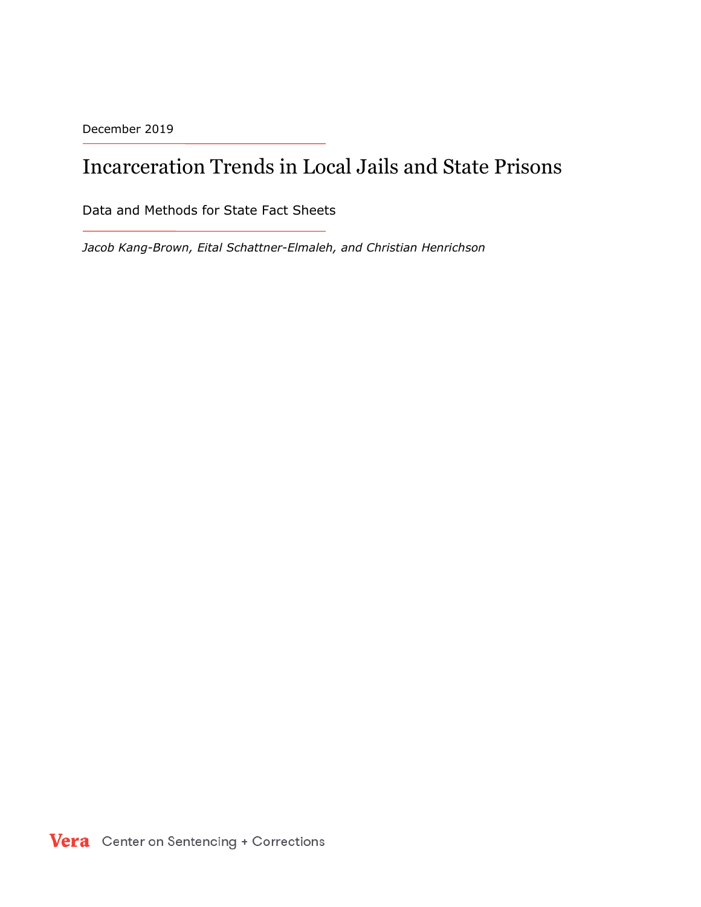December 2019

# Incarceration Trends in Local Jails and State Prisons

## Data and Methods for State Fact Sheets

*Jacob Kang-Brown, Eital Schattner-Elmaleh, and Christian Henrichson*

Vera Center on Sentencing + Corrections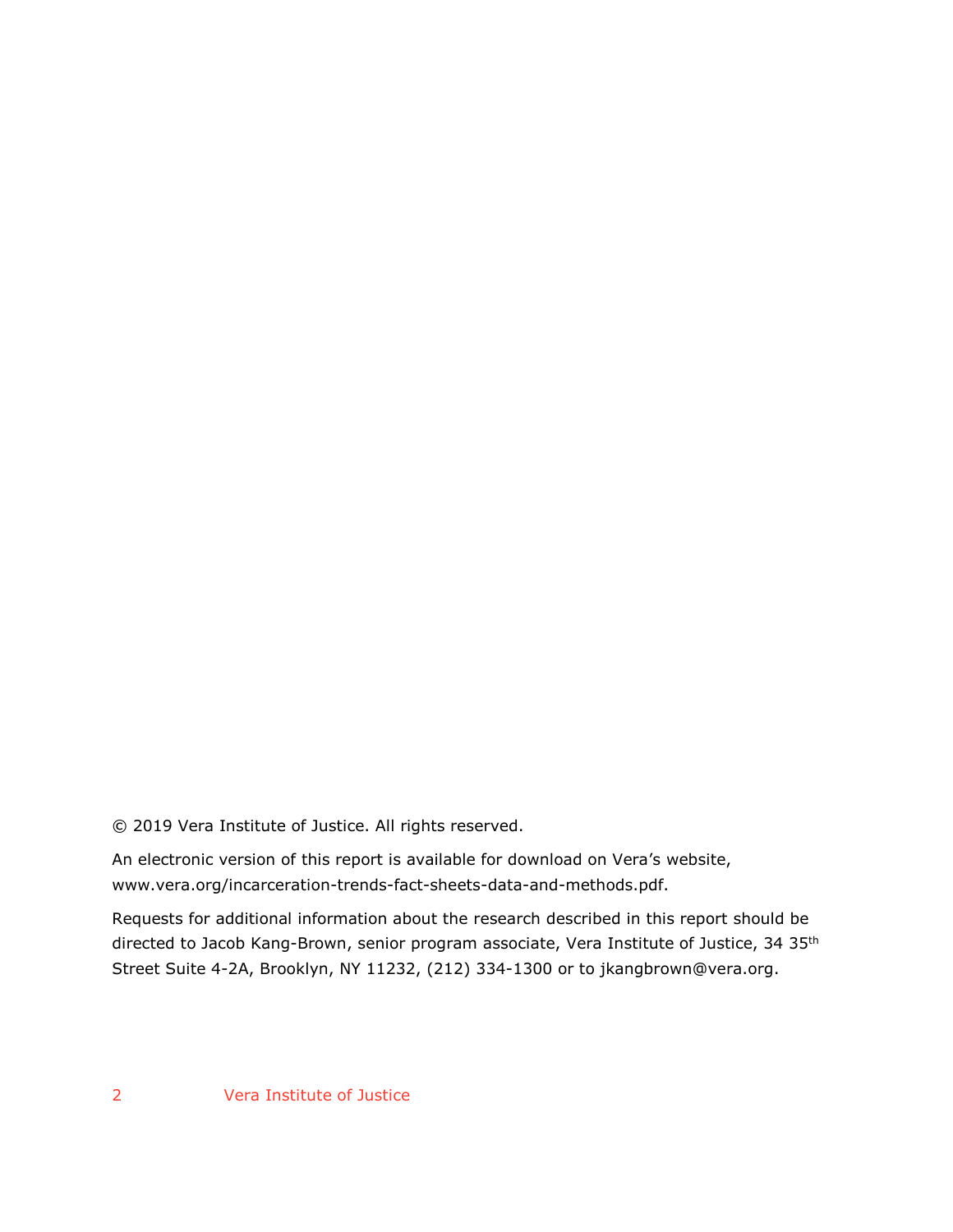© 2019 Vera Institute of Justice. All rights reserved.

An electronic version of this report is available for download on Vera's website, www.vera.org/incarceration-trends-fact-sheets-data-and-methods.pdf.

Requests for additional information about the research described in this report should be directed to Jacob Kang-Brown, senior program associate, Vera Institute of Justice, 34 35th Street Suite 4-2A, Brooklyn, NY 11232, (212) 334-1300 or to jkangbrown@vera.org.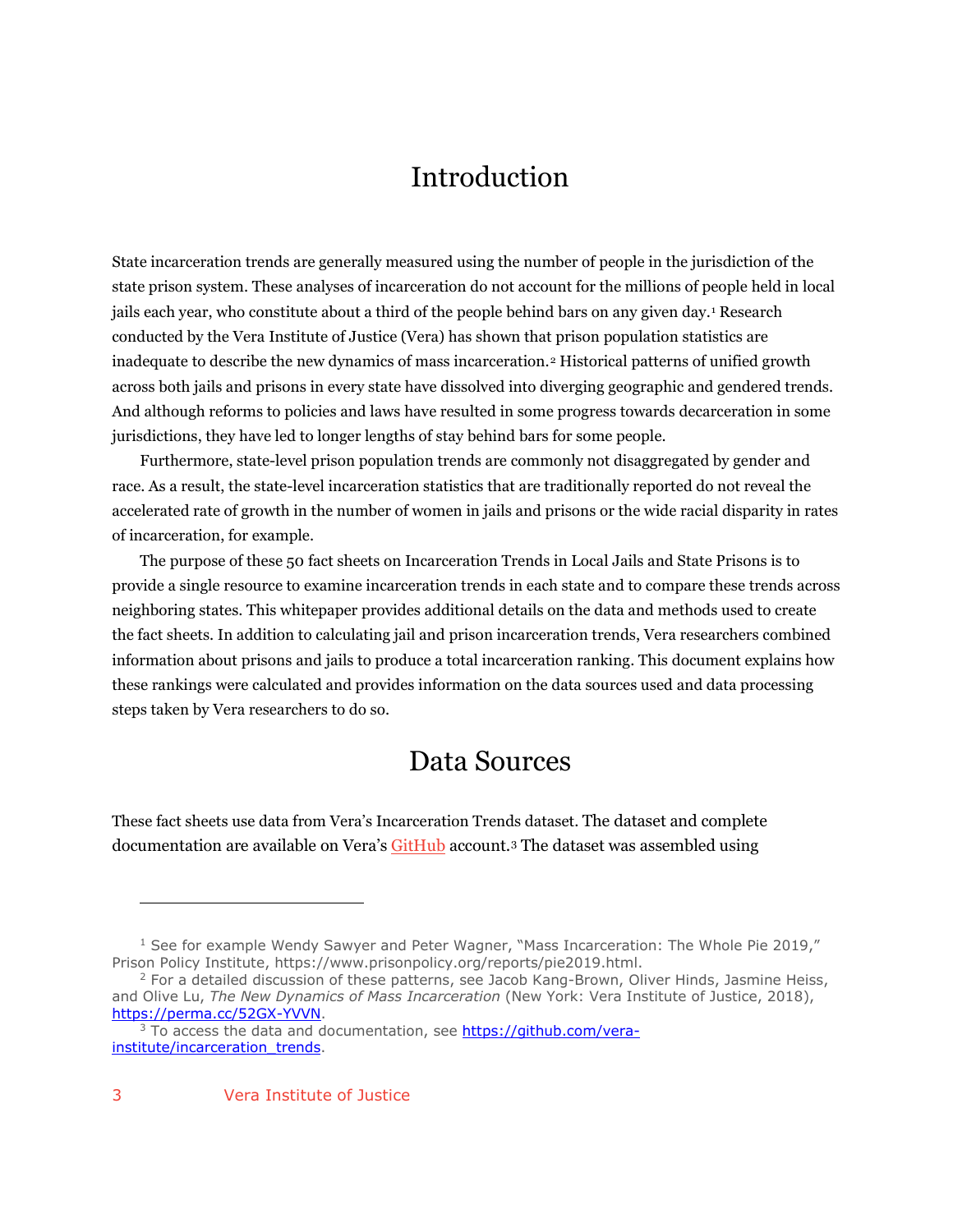# Introduction

State incarceration trends are generally measured using the number of people in the jurisdiction of the state prison system. These analyses of incarceration do not account for the millions of people held in local jails each year, who constitute about a third of the people behind bars on any given day.[1] Research conducted by the Vera Institute of Justice (Vera) has shown that prison population statistics are inadequate to describe the new dynamics of mass incarceration.[2] Historical patterns of unified growth across both jails and prisons in every state have dissolved into diverging geographic and gendered trends. And although reforms to policies and laws have resulted in some progress towards decarceration in some jurisdictions, they have led to longer lengths of stay behind bars for some people.

Furthermore, state-level prison population trends are commonly not disaggregated by gender and race. As a result, the state-level incarceration statistics that are traditionally reported do not reveal the accelerated rate of growth in the number of women in jails and prisons or the wide racial disparity in rates of incarceration, for example.

The purpose of these 50 fact sheets on Incarceration Trends in Local Jails and State Prisons is to provide a single resource to examine incarceration trends in each state and to compare these trends across neighboring states. This whitepaper provides additional details on the data and methods used to create the fact sheets. In addition to calculating jail and prison incarceration trends, Vera researchers combined information about prisons and jails to produce a total incarceration ranking. This document explains how these rankings were calculated and provides information on the data sources used and data processing steps taken by Vera researchers to do so.

# Data Sources

These fact sheets use data from Vera's Incarceration Trends dataset. The dataset and complete documentation are available on Vera's GitHub account.[3] The dataset was assembled using

---

[1] See for example Wendy Sawyer and Peter Wagner, "Mass Incarceration: The Whole Pie 2019," Prison Policy Institute, https://www.prisonpolicy.org/reports/pie2019.html.

[2] For a detailed discussion of these patterns, see Jacob Kang-Brown, Oliver Hinds, Jasmine Heiss, and Olive Lu, *The New Dynamics of Mass Incarceration* (New York: Vera Institute of Justice, 2018), https://perma.cc/52GX-YVVN.

[3] To access the data and documentation, see https://github.com/vera-institute/incarceration_trends.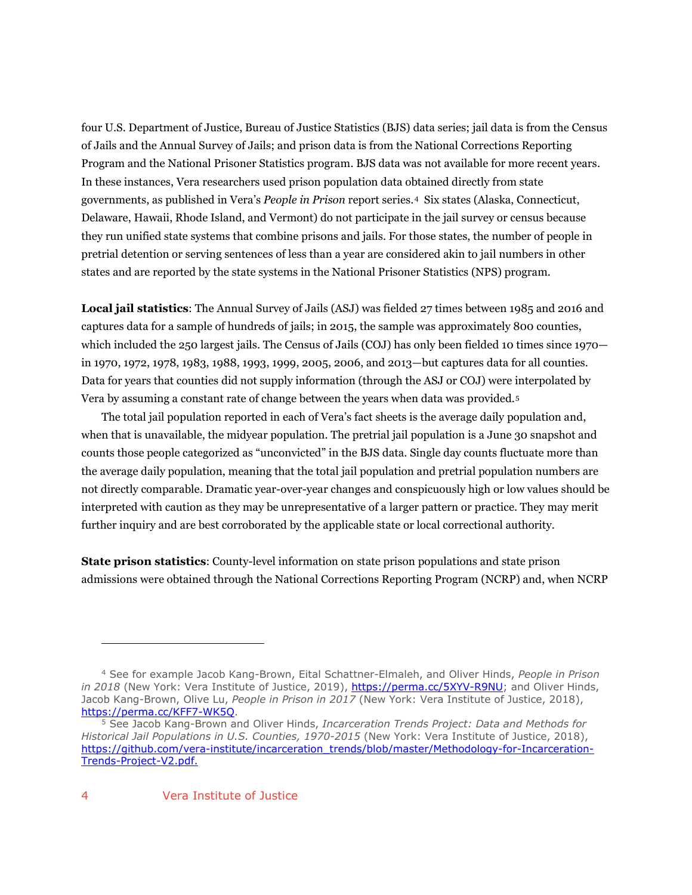four U.S. Department of Justice, Bureau of Justice Statistics (BJS) data series; jail data is from the Census of Jails and the Annual Survey of Jails; and prison data is from the National Corrections Reporting Program and the National Prisoner Statistics program. BJS data was not available for more recent years. In these instances, Vera researchers used prison population data obtained directly from state governments, as published in Vera's *People in Prison* report series.[4] Six states (Alaska, Connecticut, Delaware, Hawaii, Rhode Island, and Vermont) do not participate in the jail survey or census because they run unified state systems that combine prisons and jails. For those states, the number of people in pretrial detention or serving sentences of less than a year are considered akin to jail numbers in other states and are reported by the state systems in the National Prisoner Statistics (NPS) program.

**Local jail statistics**: The Annual Survey of Jails (ASJ) was fielded 27 times between 1985 and 2016 and captures data for a sample of hundreds of jails; in 2015, the sample was approximately 800 counties, which included the 250 largest jails. The Census of Jails (COJ) has only been fielded 10 times since 1970—in 1970, 1972, 1978, 1983, 1988, 1993, 1999, 2005, 2006, and 2013—but captures data for all counties. Data for years that counties did not supply information (through the ASJ or COJ) were interpolated by Vera by assuming a constant rate of change between the years when data was provided.[5]

The total jail population reported in each of Vera's fact sheets is the average daily population and, when that is unavailable, the midyear population. The pretrial jail population is a June 30 snapshot and counts those people categorized as "unconvicted" in the BJS data. Single day counts fluctuate more than the average daily population, meaning that the total jail population and pretrial population numbers are not directly comparable. Dramatic year-over-year changes and conspicuously high or low values should be interpreted with caution as they may be unrepresentative of a larger pattern or practice. They may merit further inquiry and are best corroborated by the applicable state or local correctional authority.

**State prison statistics**: County-level information on state prison populations and state prison admissions were obtained through the National Corrections Reporting Program (NCRP) and, when NCRP

---

[4] See for example Jacob Kang-Brown, Eital Schattner-Elmaleh, and Oliver Hinds, *People in Prison in 2018* (New York: Vera Institute of Justice, 2019), https://perma.cc/5XYV-R9NU; and Oliver Hinds, Jacob Kang-Brown, Olive Lu, *People in Prison in 2017* (New York: Vera Institute of Justice, 2018), https://perma.cc/KFF7-WK5Q.

[5] See Jacob Kang-Brown and Oliver Hinds, *Incarceration Trends Project: Data and Methods for Historical Jail Populations in U.S. Counties, 1970-2015* (New York: Vera Institute of Justice, 2018), https://github.com/vera-institute/incarceration_trends/blob/master/Methodology-for-Incarceration-Trends-Project-V2.pdf.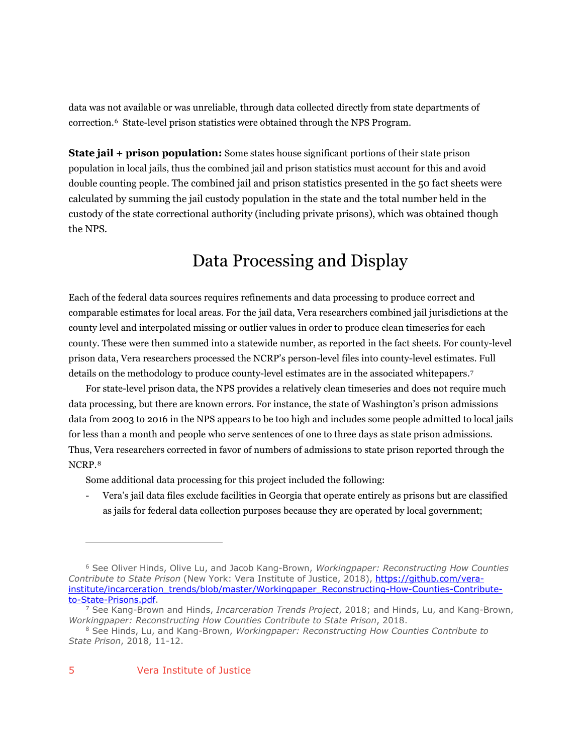data was not available or was unreliable, through data collected directly from state departments of correction.[6] State-level prison statistics were obtained through the NPS Program.

**State jail + prison population:** Some states house significant portions of their state prison population in local jails, thus the combined jail and prison statistics must account for this and avoid double counting people. The combined jail and prison statistics presented in the 50 fact sheets were calculated by summing the jail custody population in the state and the total number held in the custody of the state correctional authority (including private prisons), which was obtained though the NPS.

## Data Processing and Display

Each of the federal data sources requires refinements and data processing to produce correct and comparable estimates for local areas. For the jail data, Vera researchers combined jail jurisdictions at the county level and interpolated missing or outlier values in order to produce clean timeseries for each county. These were then summed into a statewide number, as reported in the fact sheets. For county-level prison data, Vera researchers processed the NCRP's person-level files into county-level estimates. Full details on the methodology to produce county-level estimates are in the associated whitepapers.[7]

For state-level prison data, the NPS provides a relatively clean timeseries and does not require much data processing, but there are known errors. For instance, the state of Washington's prison admissions data from 2003 to 2016 in the NPS appears to be too high and includes some people admitted to local jails for less than a month and people who serve sentences of one to three days as state prison admissions. Thus, Vera researchers corrected in favor of numbers of admissions to state prison reported through the NCRP.[8]

Some additional data processing for this project included the following:

- Vera's jail data files exclude facilities in Georgia that operate entirely as prisons but are classified as jails for federal data collection purposes because they are operated by local government;

---

[6] See Oliver Hinds, Olive Lu, and Jacob Kang-Brown, *Workingpaper: Reconstructing How Counties Contribute to State Prison* (New York: Vera Institute of Justice, 2018), [https://github.com/vera-institute/incarceration_trends/blob/master/Workingpaper_Reconstructing-How-Counties-Contribute-to-State-Prisons.pdf](https://github.com/vera-institute/incarceration_trends/blob/master/Workingpaper_Reconstructing-How-Counties-Contribute-to-State-Prisons.pdf).

[7] See Kang-Brown and Hinds, *Incarceration Trends Project*, 2018; and Hinds, Lu, and Kang-Brown, *Workingpaper: Reconstructing How Counties Contribute to State Prison*, 2018.

[8] See Hinds, Lu, and Kang-Brown, *Workingpaper: Reconstructing How Counties Contribute to State Prison*, 2018, 11-12.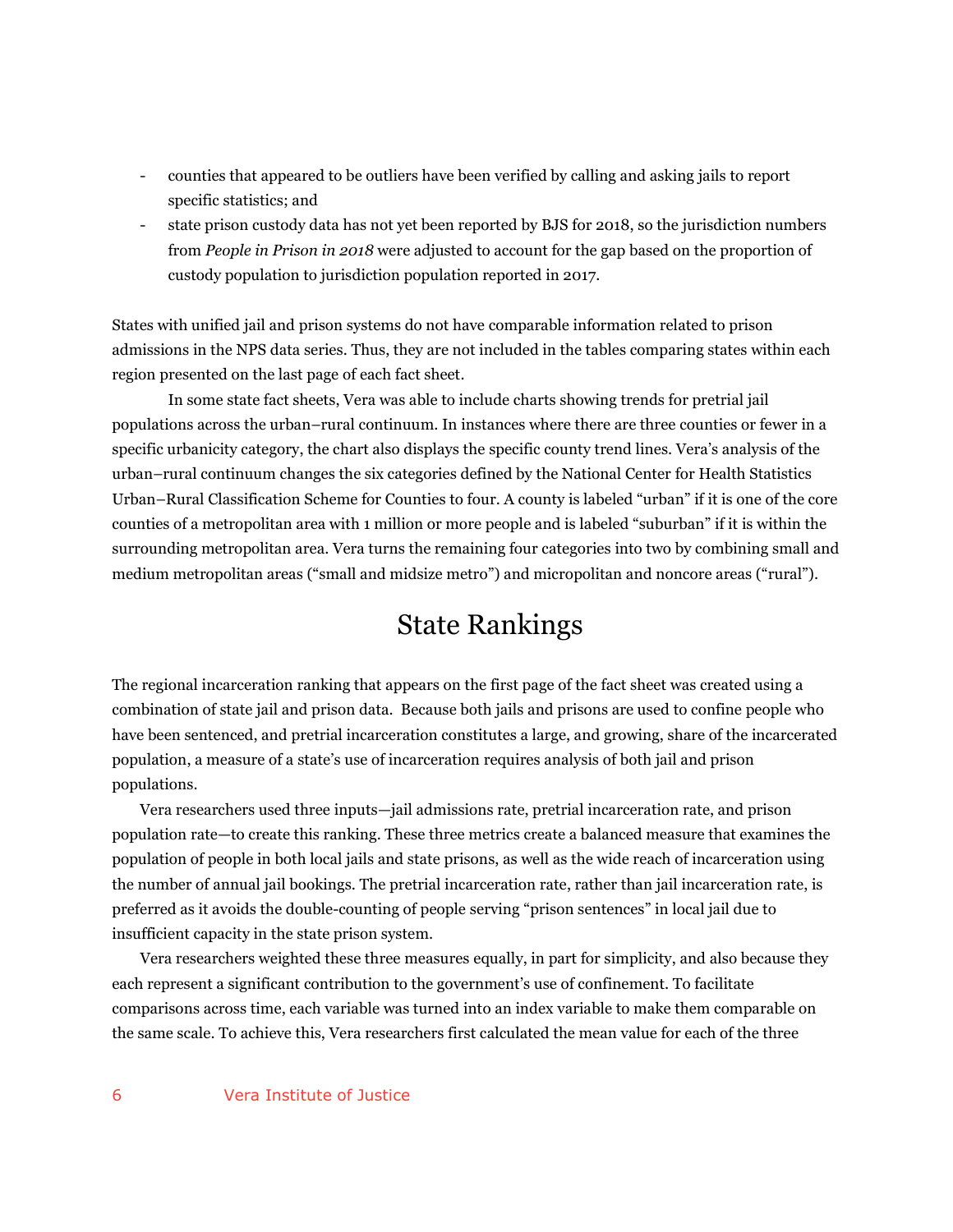- counties that appeared to be outliers have been verified by calling and asking jails to report specific statistics; and
- state prison custody data has not yet been reported by BJS for 2018, so the jurisdiction numbers from *People in Prison in 2018* were adjusted to account for the gap based on the proportion of custody population to jurisdiction population reported in 2017.

States with unified jail and prison systems do not have comparable information related to prison admissions in the NPS data series. Thus, they are not included in the tables comparing states within each region presented on the last page of each fact sheet.

In some state fact sheets, Vera was able to include charts showing trends for pretrial jail populations across the urban–rural continuum. In instances where there are three counties or fewer in a specific urbanicity category, the chart also displays the specific county trend lines. Vera's analysis of the urban–rural continuum changes the six categories defined by the National Center for Health Statistics Urban–Rural Classification Scheme for Counties to four. A county is labeled "urban" if it is one of the core counties of a metropolitan area with 1 million or more people and is labeled "suburban" if it is within the surrounding metropolitan area. Vera turns the remaining four categories into two by combining small and medium metropolitan areas ("small and midsize metro") and micropolitan and noncore areas ("rural").

## State Rankings

The regional incarceration ranking that appears on the first page of the fact sheet was created using a combination of state jail and prison data. Because both jails and prisons are used to confine people who have been sentenced, and pretrial incarceration constitutes a large, and growing, share of the incarcerated population, a measure of a state's use of incarceration requires analysis of both jail and prison populations.

Vera researchers used three inputs—jail admissions rate, pretrial incarceration rate, and prison population rate—to create this ranking. These three metrics create a balanced measure that examines the population of people in both local jails and state prisons, as well as the wide reach of incarceration using the number of annual jail bookings. The pretrial incarceration rate, rather than jail incarceration rate, is preferred as it avoids the double-counting of people serving "prison sentences" in local jail due to insufficient capacity in the state prison system.

Vera researchers weighted these three measures equally, in part for simplicity, and also because they each represent a significant contribution to the government's use of confinement. To facilitate comparisons across time, each variable was turned into an index variable to make them comparable on the same scale. To achieve this, Vera researchers first calculated the mean value for each of the three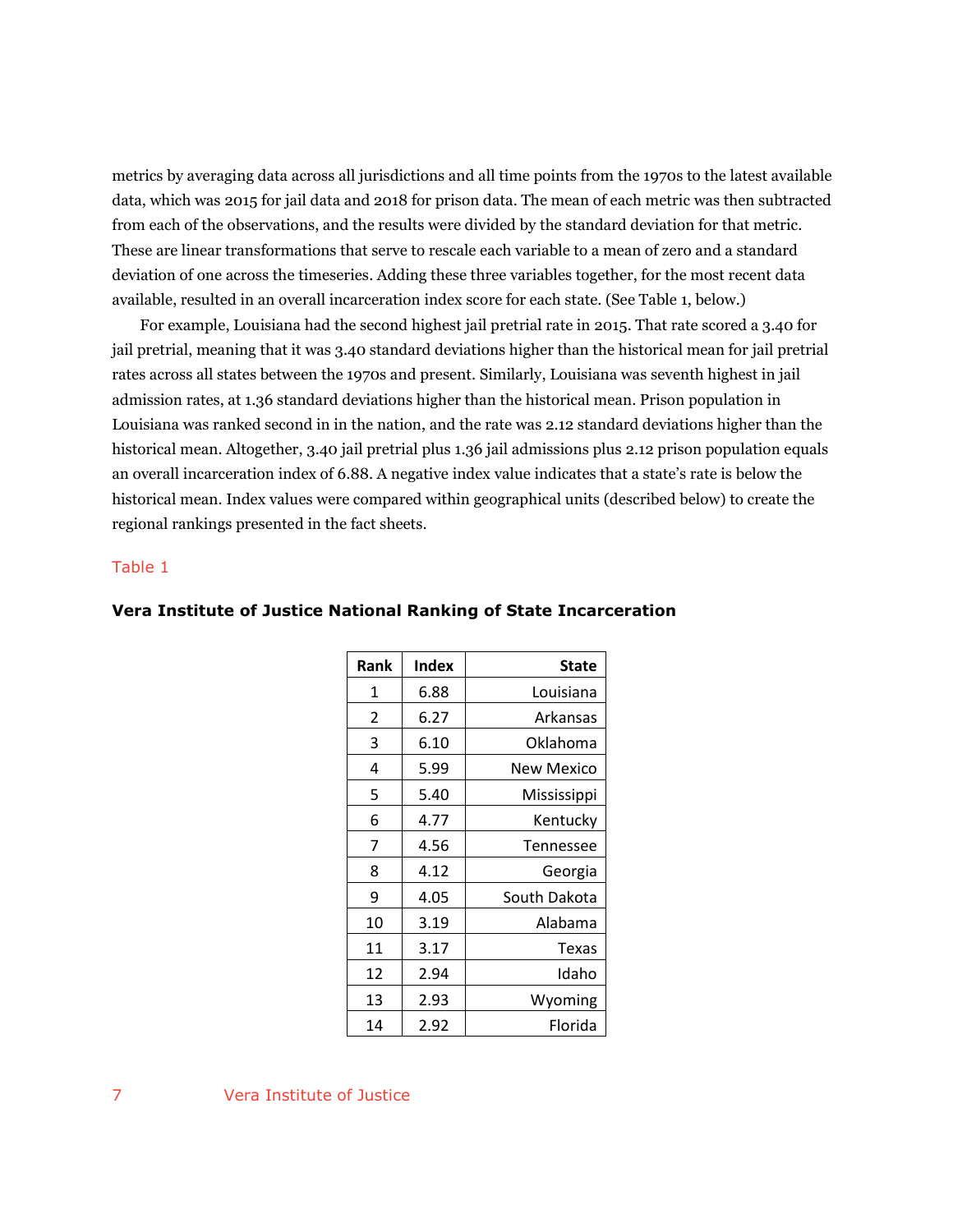metrics by averaging data across all jurisdictions and all time points from the 1970s to the latest available data, which was 2015 for jail data and 2018 for prison data. The mean of each metric was then subtracted from each of the observations, and the results were divided by the standard deviation for that metric. These are linear transformations that serve to rescale each variable to a mean of zero and a standard deviation of one across the timeseries. Adding these three variables together, for the most recent data available, resulted in an overall incarceration index score for each state. (See Table 1, below.)

For example, Louisiana had the second highest jail pretrial rate in 2015. That rate scored a 3.40 for jail pretrial, meaning that it was 3.40 standard deviations higher than the historical mean for jail pretrial rates across all states between the 1970s and present. Similarly, Louisiana was seventh highest in jail admission rates, at 1.36 standard deviations higher than the historical mean. Prison population in Louisiana was ranked second in in the nation, and the rate was 2.12 standard deviations higher than the historical mean. Altogether, 3.40 jail pretrial plus 1.36 jail admissions plus 2.12 prison population equals an overall incarceration index of 6.88. A negative index value indicates that a state's rate is below the historical mean. Index values were compared within geographical units (described below) to create the regional rankings presented in the fact sheets.

Table 1

**Vera Institute of Justice National Ranking of State Incarceration**

| Rank | Index | State |
|---|---|---|
| 1 | 6.88 | Louisiana |
| 2 | 6.27 | Arkansas |
| 3 | 6.10 | Oklahoma |
| 4 | 5.99 | New Mexico |
| 5 | 5.40 | Mississippi |
| 6 | 4.77 | Kentucky |
| 7 | 4.56 | Tennessee |
| 8 | 4.12 | Georgia |
| 9 | 4.05 | South Dakota |
| 10 | 3.19 | Alabama |
| 11 | 3.17 | Texas |
| 12 | 2.94 | Idaho |
| 13 | 2.93 | Wyoming |
| 14 | 2.92 | Florida |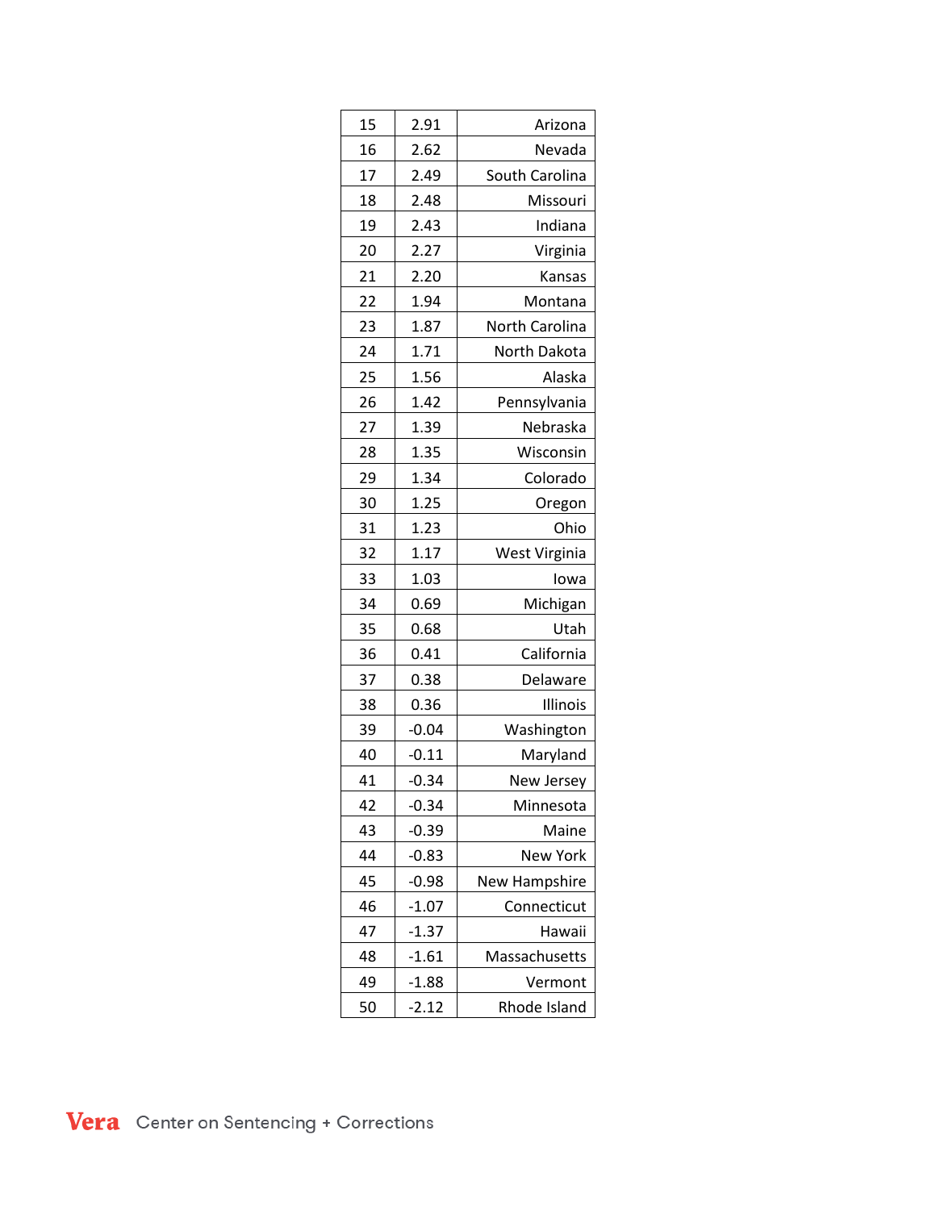| 15 | 2.91 | Arizona |
|---|---|---|
| 16 | 2.62 | Nevada |
| 17 | 2.49 | South Carolina |
| 18 | 2.48 | Missouri |
| 19 | 2.43 | Indiana |
| 20 | 2.27 | Virginia |
| 21 | 2.20 | Kansas |
| 22 | 1.94 | Montana |
| 23 | 1.87 | North Carolina |
| 24 | 1.71 | North Dakota |
| 25 | 1.56 | Alaska |
| 26 | 1.42 | Pennsylvania |
| 27 | 1.39 | Nebraska |
| 28 | 1.35 | Wisconsin |
| 29 | 1.34 | Colorado |
| 30 | 1.25 | Oregon |
| 31 | 1.23 | Ohio |
| 32 | 1.17 | West Virginia |
| 33 | 1.03 | Iowa |
| 34 | 0.69 | Michigan |
| 35 | 0.68 | Utah |
| 36 | 0.41 | California |
| 37 | 0.38 | Delaware |
| 38 | 0.36 | Illinois |
| 39 | -0.04 | Washington |
| 40 | -0.11 | Maryland |
| 41 | -0.34 | New Jersey |
| 42 | -0.34 | Minnesota |
| 43 | -0.39 | Maine |
| 44 | -0.83 | New York |
| 45 | -0.98 | New Hampshire |
| 46 | -1.07 | Connecticut |
| 47 | -1.37 | Hawaii |
| 48 | -1.61 | Massachusetts |
| 49 | -1.88 | Vermont |
| 50 | -2.12 | Rhode Island |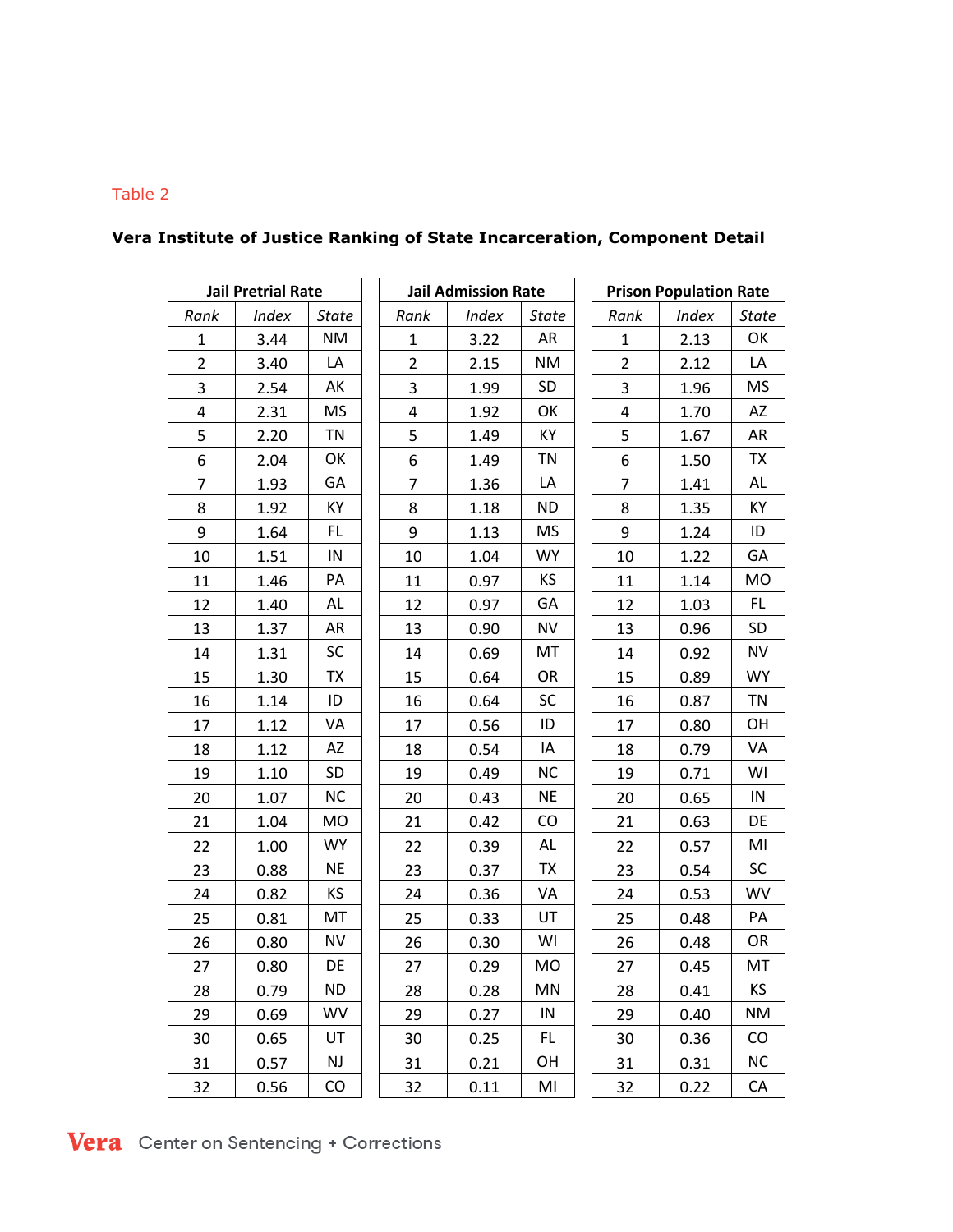Table 2

**Vera Institute of Justice Ranking of State Incarceration, Component Detail**

| Jail Pretrial Rate | | |
|---|---|---|
| *Rank* | *Index* | *State* |
| 1 | 3.44 | NM |
| 2 | 3.40 | LA |
| 3 | 2.54 | AK |
| 4 | 2.31 | MS |
| 5 | 2.20 | TN |
| 6 | 2.04 | OK |
| 7 | 1.93 | GA |
| 8 | 1.92 | KY |
| 9 | 1.64 | FL |
| 10 | 1.51 | IN |
| 11 | 1.46 | PA |
| 12 | 1.40 | AL |
| 13 | 1.37 | AR |
| 14 | 1.31 | SC |
| 15 | 1.30 | TX |
| 16 | 1.14 | ID |
| 17 | 1.12 | VA |
| 18 | 1.12 | AZ |
| 19 | 1.10 | SD |
| 20 | 1.07 | NC |
| 21 | 1.04 | MO |
| 22 | 1.00 | WY |
| 23 | 0.88 | NE |
| 24 | 0.82 | KS |
| 25 | 0.81 | MT |
| 26 | 0.80 | NV |
| 27 | 0.80 | DE |
| 28 | 0.79 | ND |
| 29 | 0.69 | WV |
| 30 | 0.65 | UT |
| 31 | 0.57 | NJ |
| 32 | 0.56 | CO |

| Jail Admission Rate | | |
|---|---|---|
| *Rank* | *Index* | *State* |
| 1 | 3.22 | AR |
| 2 | 2.15 | NM |
| 3 | 1.99 | SD |
| 4 | 1.92 | OK |
| 5 | 1.49 | KY |
| 6 | 1.49 | TN |
| 7 | 1.36 | LA |
| 8 | 1.18 | ND |
| 9 | 1.13 | MS |
| 10 | 1.04 | WY |
| 11 | 0.97 | KS |
| 12 | 0.97 | GA |
| 13 | 0.90 | NV |
| 14 | 0.69 | MT |
| 15 | 0.64 | OR |
| 16 | 0.64 | SC |
| 17 | 0.56 | ID |
| 18 | 0.54 | IA |
| 19 | 0.49 | NC |
| 20 | 0.43 | NE |
| 21 | 0.42 | CO |
| 22 | 0.39 | AL |
| 23 | 0.37 | TX |
| 24 | 0.36 | VA |
| 25 | 0.33 | UT |
| 26 | 0.30 | WI |
| 27 | 0.29 | MO |
| 28 | 0.28 | MN |
| 29 | 0.27 | IN |
| 30 | 0.25 | FL |
| 31 | 0.21 | OH |
| 32 | 0.11 | MI |

| Prison Population Rate | | |
|---|---|---|
| *Rank* | *Index* | *State* |
| 1 | 2.13 | OK |
| 2 | 2.12 | LA |
| 3 | 1.96 | MS |
| 4 | 1.70 | AZ |
| 5 | 1.67 | AR |
| 6 | 1.50 | TX |
| 7 | 1.41 | AL |
| 8 | 1.35 | KY |
| 9 | 1.24 | ID |
| 10 | 1.22 | GA |
| 11 | 1.14 | MO |
| 12 | 1.03 | FL |
| 13 | 0.96 | SD |
| 14 | 0.92 | NV |
| 15 | 0.89 | WY |
| 16 | 0.87 | TN |
| 17 | 0.80 | OH |
| 18 | 0.79 | VA |
| 19 | 0.71 | WI |
| 20 | 0.65 | IN |
| 21 | 0.63 | DE |
| 22 | 0.57 | MI |
| 23 | 0.54 | SC |
| 24 | 0.53 | WV |
| 25 | 0.48 | PA |
| 26 | 0.48 | OR |
| 27 | 0.45 | MT |
| 28 | 0.41 | KS |
| 29 | 0.40 | NM |
| 30 | 0.36 | CO |
| 31 | 0.31 | NC |
| 32 | 0.22 | CA |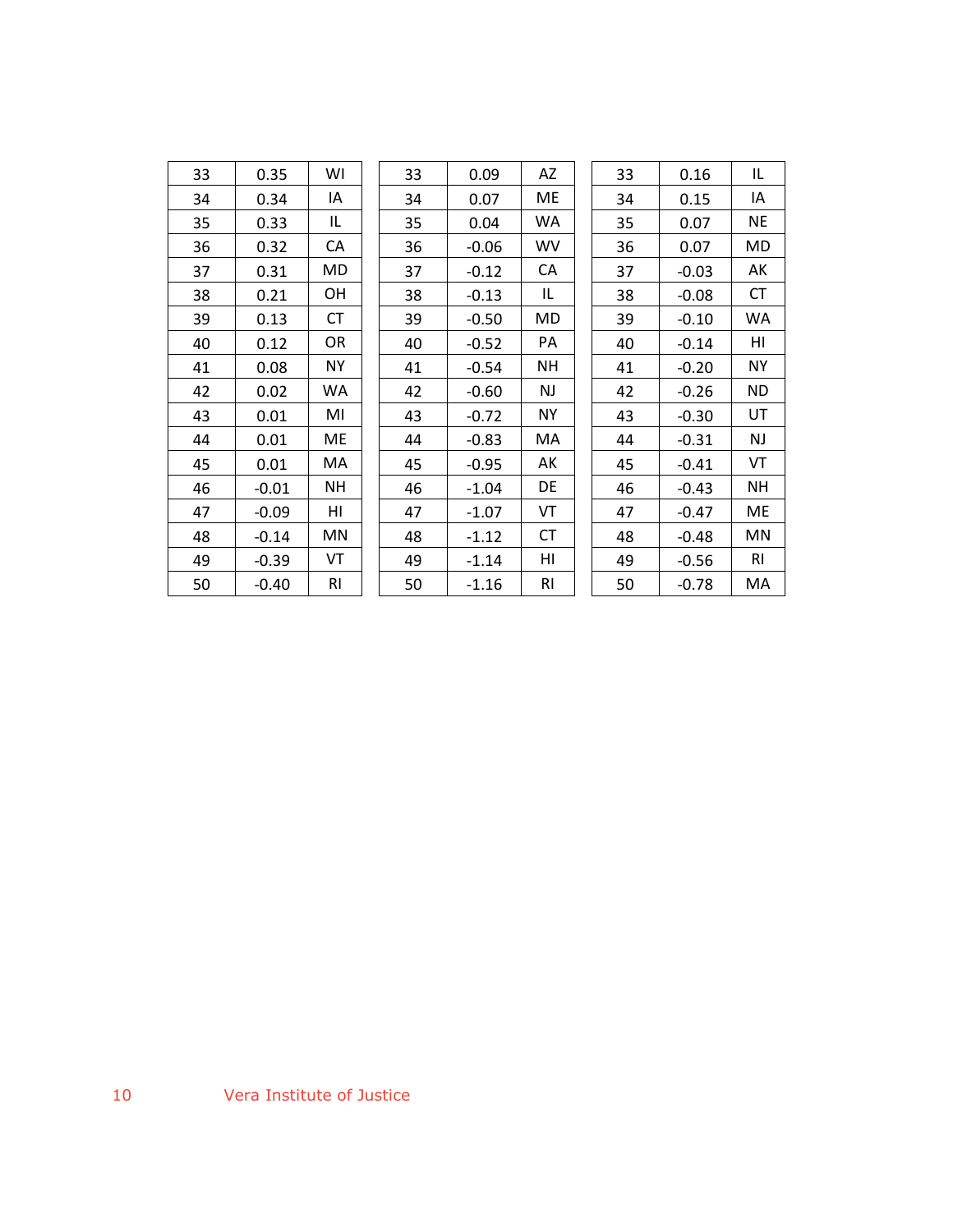| 33 | 0.35 | WI |
|---|---|---|
| 34 | 0.34 | IA |
| 35 | 0.33 | IL |
| 36 | 0.32 | CA |
| 37 | 0.31 | MD |
| 38 | 0.21 | OH |
| 39 | 0.13 | CT |
| 40 | 0.12 | OR |
| 41 | 0.08 | NY |
| 42 | 0.02 | WA |
| 43 | 0.01 | MI |
| 44 | 0.01 | ME |
| 45 | 0.01 | MA |
| 46 | -0.01 | NH |
| 47 | -0.09 | HI |
| 48 | -0.14 | MN |
| 49 | -0.39 | VT |
| 50 | -0.40 | RI |

| 33 | 0.09 | AZ |
|---|---|---|
| 34 | 0.07 | ME |
| 35 | 0.04 | WA |
| 36 | -0.06 | WV |
| 37 | -0.12 | CA |
| 38 | -0.13 | IL |
| 39 | -0.50 | MD |
| 40 | -0.52 | PA |
| 41 | -0.54 | NH |
| 42 | -0.60 | NJ |
| 43 | -0.72 | NY |
| 44 | -0.83 | MA |
| 45 | -0.95 | AK |
| 46 | -1.04 | DE |
| 47 | -1.07 | VT |
| 48 | -1.12 | CT |
| 49 | -1.14 | HI |
| 50 | -1.16 | RI |

| 33 | 0.16 | IL |
|---|---|---|
| 34 | 0.15 | IA |
| 35 | 0.07 | NE |
| 36 | 0.07 | MD |
| 37 | -0.03 | AK |
| 38 | -0.08 | CT |
| 39 | -0.10 | WA |
| 40 | -0.14 | HI |
| 41 | -0.20 | NY |
| 42 | -0.26 | ND |
| 43 | -0.30 | UT |
| 44 | -0.31 | NJ |
| 45 | -0.41 | VT |
| 46 | -0.43 | NH |
| 47 | -0.47 | ME |
| 48 | -0.48 | MN |
| 49 | -0.56 | RI |
| 50 | -0.78 | MA |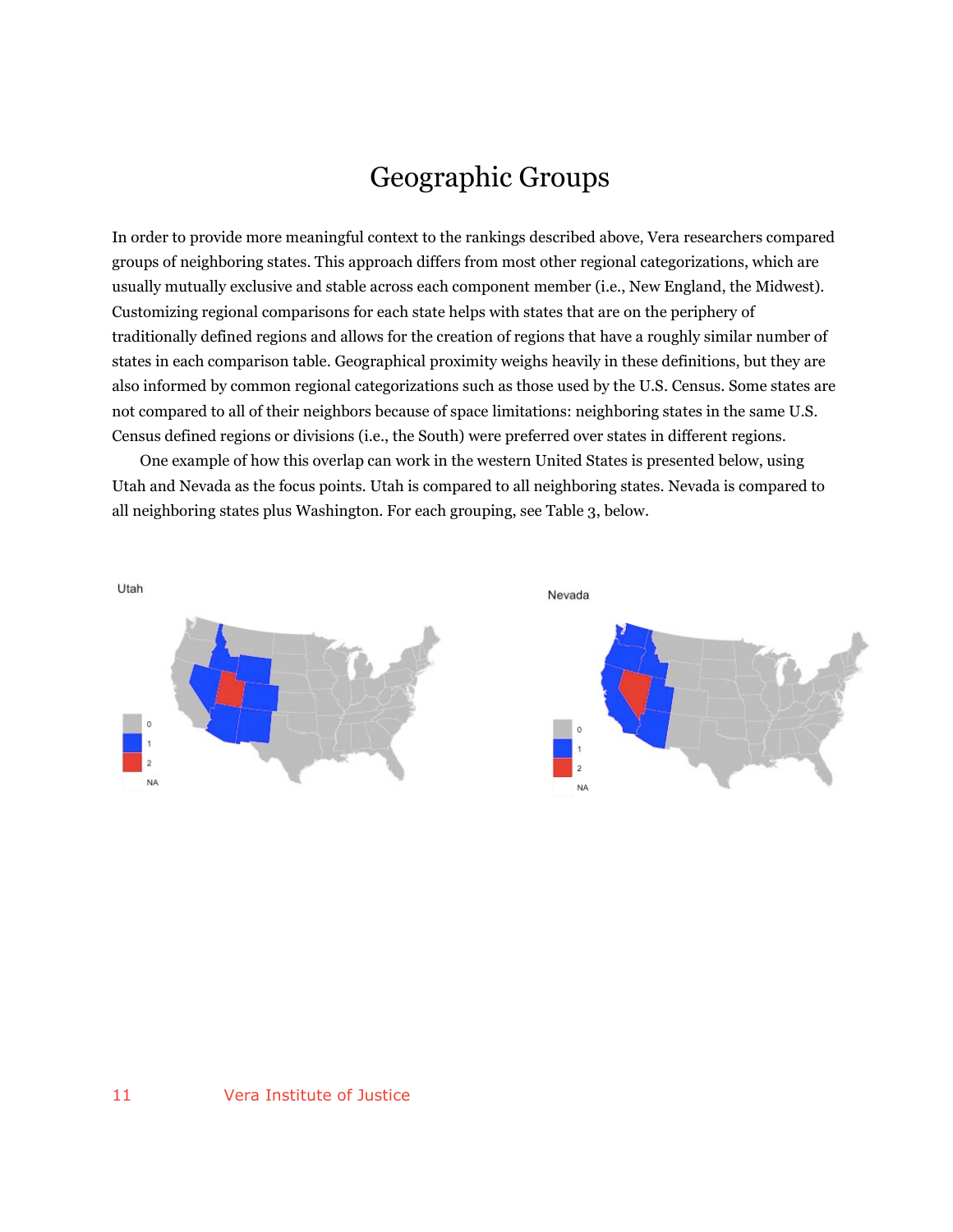# Geographic Groups

In order to provide more meaningful context to the rankings described above, Vera researchers compared groups of neighboring states. This approach differs from most other regional categorizations, which are usually mutually exclusive and stable across each component member (i.e., New England, the Midwest). Customizing regional comparisons for each state helps with states that are on the periphery of traditionally defined regions and allows for the creation of regions that have a roughly similar number of states in each comparison table. Geographical proximity weighs heavily in these definitions, but they are also informed by common regional categorizations such as those used by the U.S. Census. Some states are not compared to all of their neighbors because of space limitations: neighboring states in the same U.S. Census defined regions or divisions (i.e., the South) were preferred over states in different regions.

One example of how this overlap can work in the western United States is presented below, using Utah and Nevada as the focus points. Utah is compared to all neighboring states. Nevada is compared to all neighboring states plus Washington. For each grouping, see Table 3, below.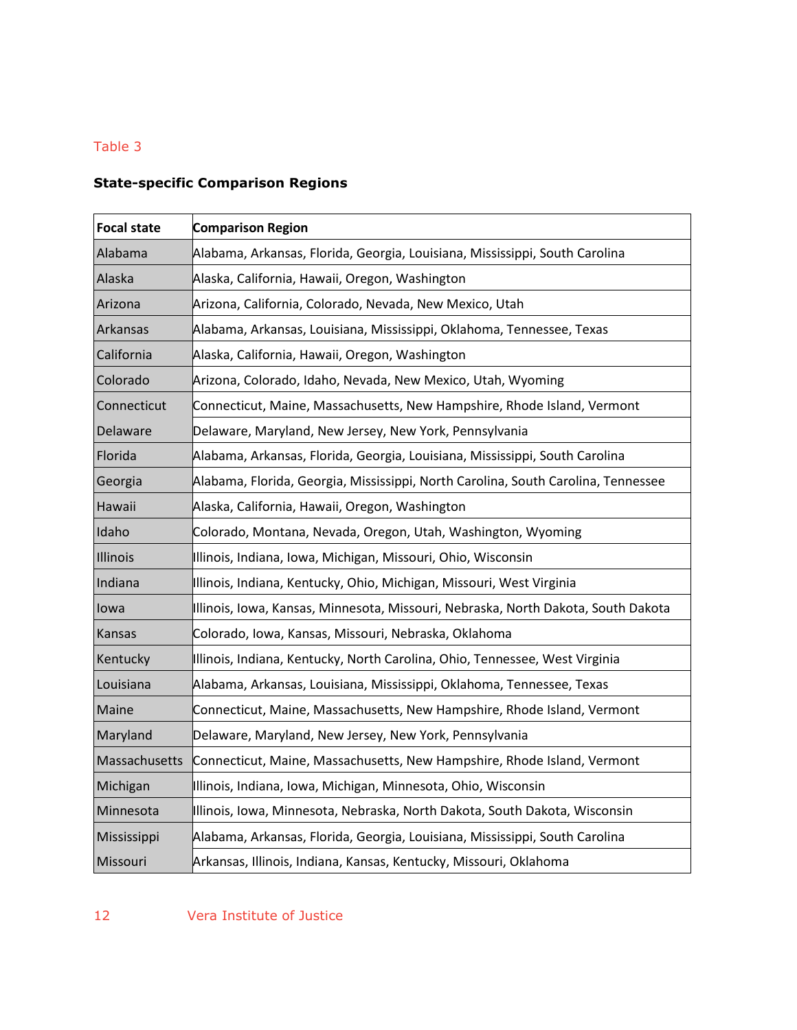Table 3

**State-specific Comparison Regions**

| Focal state | Comparison Region |
| --- | --- |
| Alabama | Alabama, Arkansas, Florida, Georgia, Louisiana, Mississippi, South Carolina |
| Alaska | Alaska, California, Hawaii, Oregon, Washington |
| Arizona | Arizona, California, Colorado, Nevada, New Mexico, Utah |
| Arkansas | Alabama, Arkansas, Louisiana, Mississippi, Oklahoma, Tennessee, Texas |
| California | Alaska, California, Hawaii, Oregon, Washington |
| Colorado | Arizona, Colorado, Idaho, Nevada, New Mexico, Utah, Wyoming |
| Connecticut | Connecticut, Maine, Massachusetts, New Hampshire, Rhode Island, Vermont |
| Delaware | Delaware, Maryland, New Jersey, New York, Pennsylvania |
| Florida | Alabama, Arkansas, Florida, Georgia, Louisiana, Mississippi, South Carolina |
| Georgia | Alabama, Florida, Georgia, Mississippi, North Carolina, South Carolina, Tennessee |
| Hawaii | Alaska, California, Hawaii, Oregon, Washington |
| Idaho | Colorado, Montana, Nevada, Oregon, Utah, Washington, Wyoming |
| Illinois | Illinois, Indiana, Iowa, Michigan, Missouri, Ohio, Wisconsin |
| Indiana | Illinois, Indiana, Kentucky, Ohio, Michigan, Missouri, West Virginia |
| Iowa | Illinois, Iowa, Kansas, Minnesota, Missouri, Nebraska, North Dakota, South Dakota |
| Kansas | Colorado, Iowa, Kansas, Missouri, Nebraska, Oklahoma |
| Kentucky | Illinois, Indiana, Kentucky, North Carolina, Ohio, Tennessee, West Virginia |
| Louisiana | Alabama, Arkansas, Louisiana, Mississippi, Oklahoma, Tennessee, Texas |
| Maine | Connecticut, Maine, Massachusetts, New Hampshire, Rhode Island, Vermont |
| Maryland | Delaware, Maryland, New Jersey, New York, Pennsylvania |
| Massachusetts | Connecticut, Maine, Massachusetts, New Hampshire, Rhode Island, Vermont |
| Michigan | Illinois, Indiana, Iowa, Michigan, Minnesota, Ohio, Wisconsin |
| Minnesota | Illinois, Iowa, Minnesota, Nebraska, North Dakota, South Dakota, Wisconsin |
| Mississippi | Alabama, Arkansas, Florida, Georgia, Louisiana, Mississippi, South Carolina |
| Missouri | Arkansas, Illinois, Indiana, Kansas, Kentucky, Missouri, Oklahoma |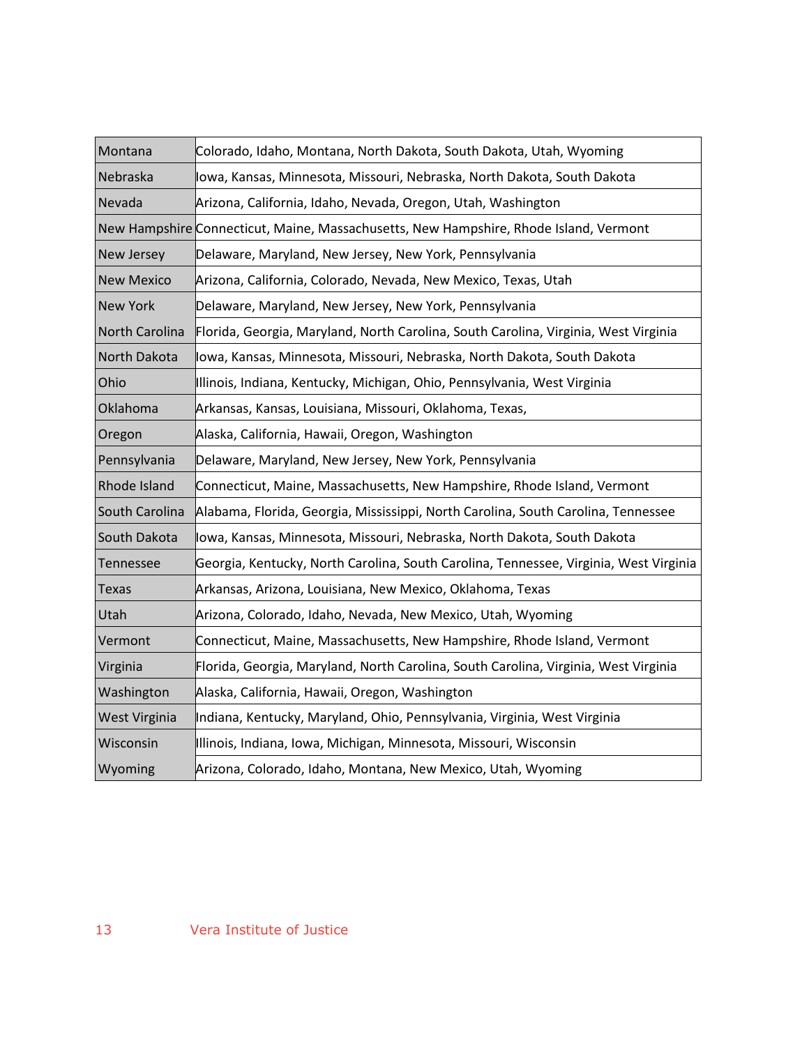| | |
|---|---|
| Montana | Colorado, Idaho, Montana, North Dakota, South Dakota, Utah, Wyoming |
| Nebraska | Iowa, Kansas, Minnesota, Missouri, Nebraska, North Dakota, South Dakota |
| Nevada | Arizona, California, Idaho, Nevada, Oregon, Utah, Washington |
| New Hampshire | Connecticut, Maine, Massachusetts, New Hampshire, Rhode Island, Vermont |
| New Jersey | Delaware, Maryland, New Jersey, New York, Pennsylvania |
| New Mexico | Arizona, California, Colorado, Nevada, New Mexico, Texas, Utah |
| New York | Delaware, Maryland, New Jersey, New York, Pennsylvania |
| North Carolina | Florida, Georgia, Maryland, North Carolina, South Carolina, Virginia, West Virginia |
| North Dakota | Iowa, Kansas, Minnesota, Missouri, Nebraska, North Dakota, South Dakota |
| Ohio | Illinois, Indiana, Kentucky, Michigan, Ohio, Pennsylvania, West Virginia |
| Oklahoma | Arkansas, Kansas, Louisiana, Missouri, Oklahoma, Texas, |
| Oregon | Alaska, California, Hawaii, Oregon, Washington |
| Pennsylvania | Delaware, Maryland, New Jersey, New York, Pennsylvania |
| Rhode Island | Connecticut, Maine, Massachusetts, New Hampshire, Rhode Island, Vermont |
| South Carolina | Alabama, Florida, Georgia, Mississippi, North Carolina, South Carolina, Tennessee |
| South Dakota | Iowa, Kansas, Minnesota, Missouri, Nebraska, North Dakota, South Dakota |
| Tennessee | Georgia, Kentucky, North Carolina, South Carolina, Tennessee, Virginia, West Virginia |
| Texas | Arkansas, Arizona, Louisiana, New Mexico, Oklahoma, Texas |
| Utah | Arizona, Colorado, Idaho, Nevada, New Mexico, Utah, Wyoming |
| Vermont | Connecticut, Maine, Massachusetts, New Hampshire, Rhode Island, Vermont |
| Virginia | Florida, Georgia, Maryland, North Carolina, South Carolina, Virginia, West Virginia |
| Washington | Alaska, California, Hawaii, Oregon, Washington |
| West Virginia | Indiana, Kentucky, Maryland, Ohio, Pennsylvania, Virginia, West Virginia |
| Wisconsin | Illinois, Indiana, Iowa, Michigan, Minnesota, Missouri, Wisconsin |
| Wyoming | Arizona, Colorado, Idaho, Montana, New Mexico, Utah, Wyoming |